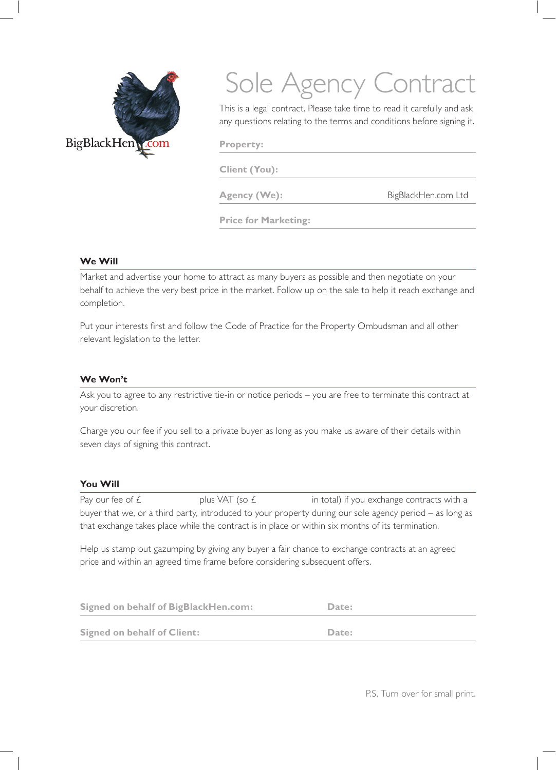BigBlackHen.com

# Sole Agency Contract

This is a legal contract. Please take time to read it carefully and ask any questions relating to the terms and conditions before signing it.

| | |
|---|---|
| **Property:** | |
| **Client (You):** | |
| **Agency (We):** | BigBlackHen.com Ltd |
| **Price for Marketing:** | |

## We Will

Market and advertise your home to attract as many buyers as possible and then negotiate on your behalf to achieve the very best price in the market. Follow up on the sale to help it reach exchange and completion.

Put your interests first and follow the Code of Practice for the Property Ombudsman and all other relevant legislation to the letter.

## We Won't

Ask you to agree to any restrictive tie-in or notice periods – you are free to terminate this contract at your discretion.

Charge you our fee if you sell to a private buyer as long as you make us aware of their details within seven days of signing this contract.

## You Will

Pay our fee of £                    plus VAT (so £                    in total) if you exchange contracts with a buyer that we, or a third party, introduced to your property during our sole agency period – as long as that exchange takes place while the contract is in place or within six months of its termination.

Help us stamp out gazumping by giving any buyer a fair chance to exchange contracts at an agreed price and within an agreed time frame before considering subsequent offers.

| | |
|---|---|
| **Signed on behalf of BigBlackHen.com:** | **Date:** |
| **Signed on behalf of Client:** | **Date:** |

P.S. Turn over for small print.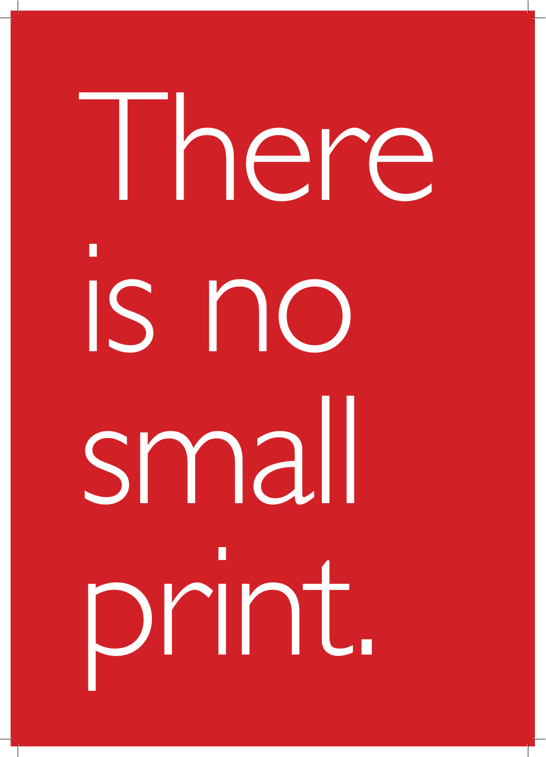# There is no small print.